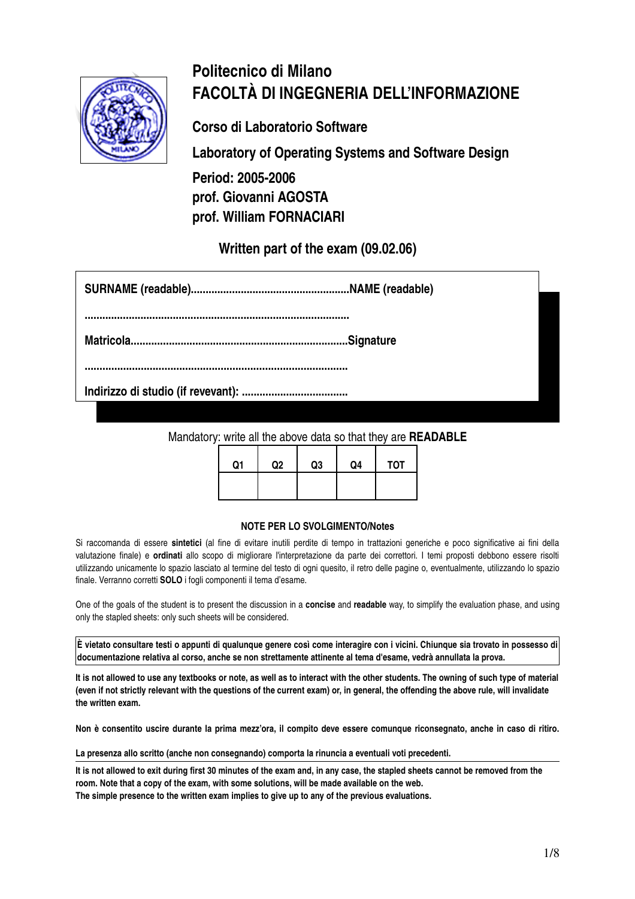# Politecnico di Milano
# FACOLTÀ DI INGEGNERIA DELL'INFORMAZIONE

**Corso di Laboratorio Software**

**Laboratory of Operating Systems and Software Design**

**Period: 2005-2006**
**prof. Giovanni AGOSTA**
**prof. William FORNACIARI**

## Written part of the exam (09.02.06)

**SURNAME (readable)......................................................NAME (readable)**

**.........................................................................................**

**Matricola.........................................................................Signature**

**.........................................................................................**

**Indirizzo di studio (if revevant): ....................................**

Mandatory: write all the above data so that they are **READABLE**

| Q1 | Q2 | Q3 | Q4 | TOT |
|---|---|---|---|---|
| | | | | |

**NOTE PER LO SVOLGIMENTO/Notes**

Si raccomanda di essere **sintetici** (al fine di evitare inutili perdite di tempo in trattazioni generiche e poco significative ai fini della valutazione finale) e **ordinati** allo scopo di migliorare l'interpretazione da parte dei correttori. I temi proposti debbono essere risolti utilizzando unicamente lo spazio lasciato al termine del testo di ogni quesito, il retro delle pagine o, eventualmente, utilizzando lo spazio finale. Verranno corretti **SOLO** i fogli componenti il tema d'esame.

One of the goals of the student is to present the discussion in a **concise** and **readable** way, to simplify the evaluation phase, and using only the stapled sheets: only such sheets will be considered.

**È vietato consultare testi o appunti di qualunque genere così come interagire con i vicini. Chiunque sia trovato in possesso di documentazione relativa al corso, anche se non strettamente attinente al tema d'esame, vedrà annullata la prova.**

**It is not allowed to use any textbooks or note, as well as to interact with the other students. The owning of such type of material (even if not strictly relevant with the questions of the current exam) or, in general, the offending the above rule, will invalidate the written exam.**

**Non è consentito uscire durante la prima mezz'ora, il compito deve essere comunque riconsegnato, anche in caso di ritiro.**

**La presenza allo scritto (anche non consegnando) comporta la rinuncia a eventuali voti precedenti.**

**It is not allowed to exit during first 30 minutes of the exam and, in any case, the stapled sheets cannot be removed from the room. Note that a copy of the exam, with some solutions, will be made available on the web.**
**The simple presence to the written exam implies to give up to any of the previous evaluations.**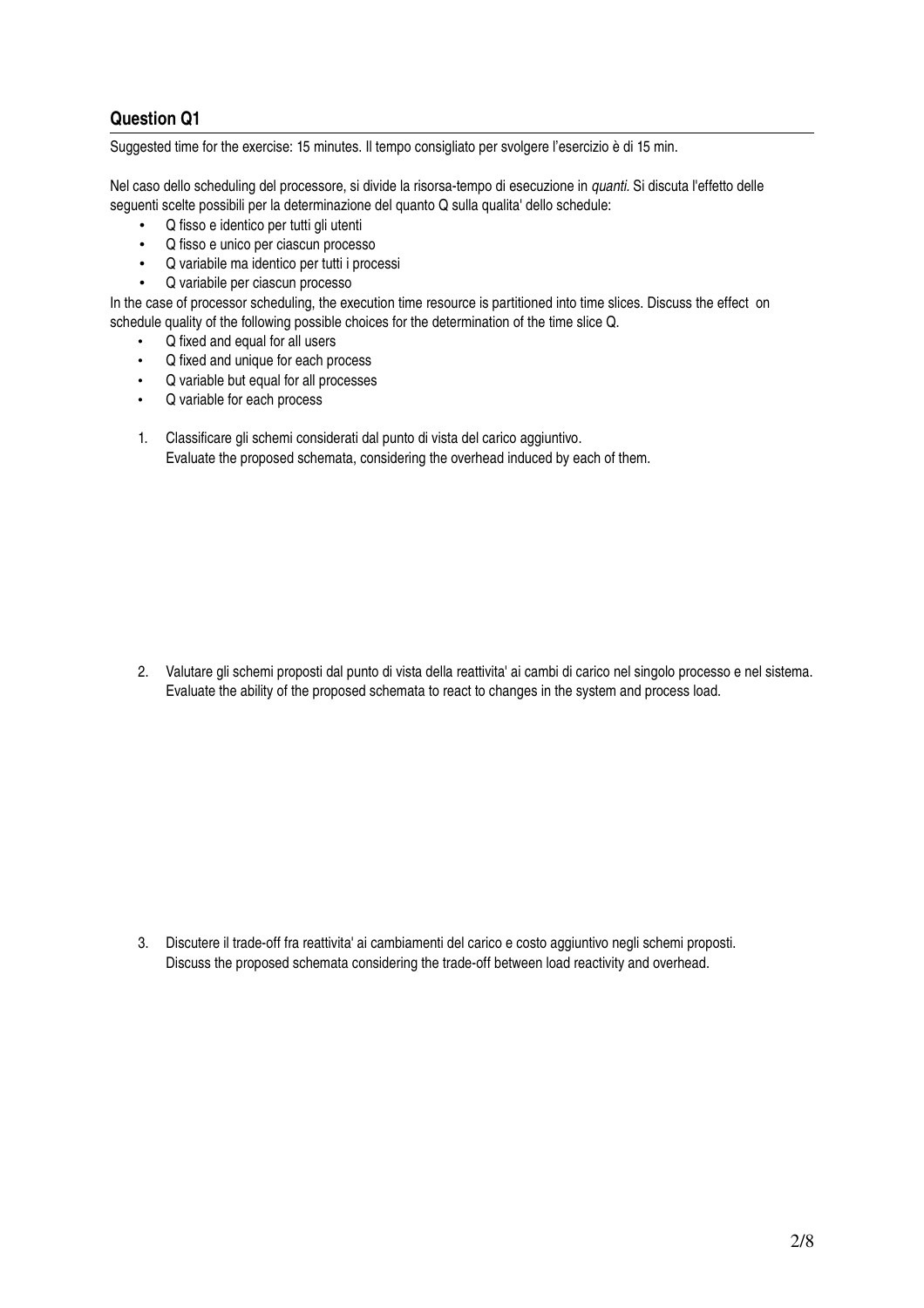## Question Q1

Suggested time for the exercise: 15 minutes. Il tempo consigliato per svolgere l'esercizio è di 15 min.

Nel caso dello scheduling del processore, si divide la risorsa-tempo di esecuzione in *quanti*. Si discuta l'effetto delle seguenti scelte possibili per la determinazione del quanto Q sulla qualita' dello schedule:

- Q fisso e identico per tutti gli utenti
- Q fisso e unico per ciascun processo
- Q variabile ma identico per tutti i processi
- Q variabile per ciascun processo

In the case of processor scheduling, the execution time resource is partitioned into time slices. Discuss the effect on schedule quality of the following possible choices for the determination of the time slice Q.

- Q fixed and equal for all users
- Q fixed and unique for each process
- Q variable but equal for all processes
- Q variable for each process

1. Classificare gli schemi considerati dal punto di vista del carico aggiuntivo.
   Evaluate the proposed schemata, considering the overhead induced by each of them.

2. Valutare gli schemi proposti dal punto di vista della reattivita' ai cambi di carico nel singolo processo e nel sistema.
   Evaluate the ability of the proposed schemata to react to changes in the system and process load.

3. Discutere il trade-off fra reattivita' ai cambiamenti del carico e costo aggiuntivo negli schemi proposti.
   Discuss the proposed schemata considering the trade-off between load reactivity and overhead.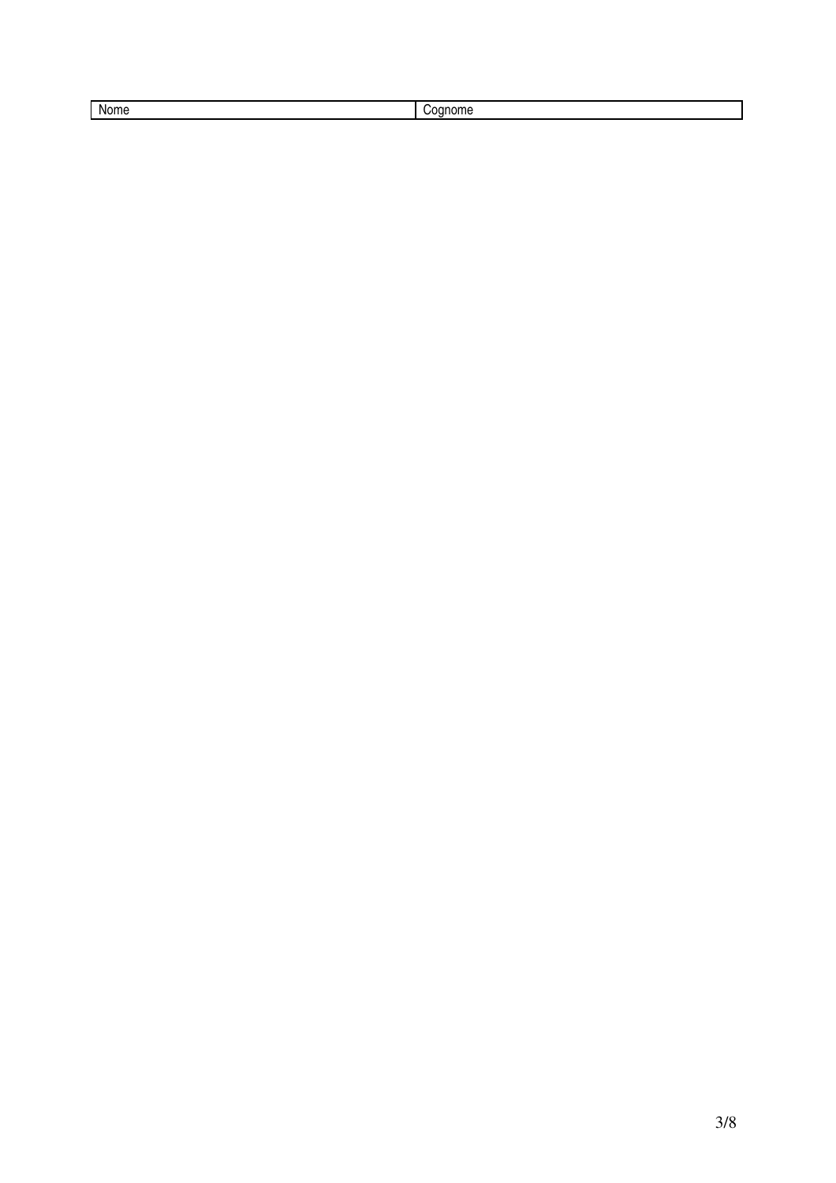| Nome | Cognome |
| --- | --- |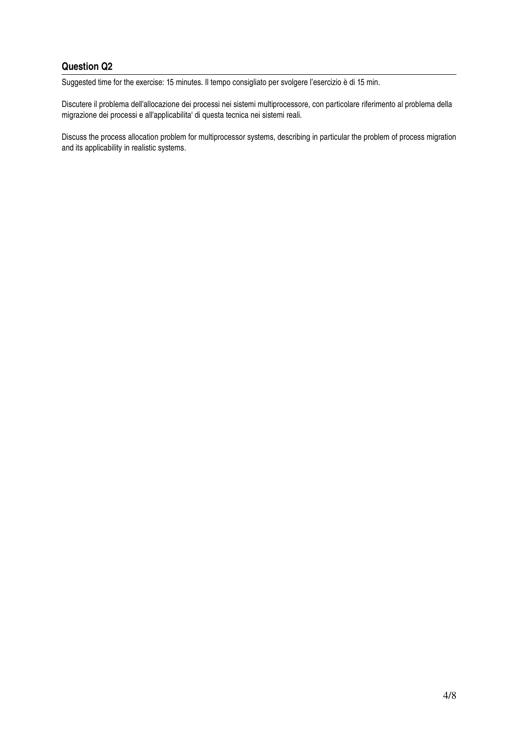## Question Q2

Suggested time for the exercise: 15 minutes. Il tempo consigliato per svolgere l'esercizio è di 15 min.

Discutere il problema dell'allocazione dei processi nei sistemi multiprocessore, con particolare riferimento al problema della migrazione dei processi e all'applicabilita' di questa tecnica nei sistemi reali.

Discuss the process allocation problem for multiprocessor systems, describing in particular the problem of process migration and its applicability in realistic systems.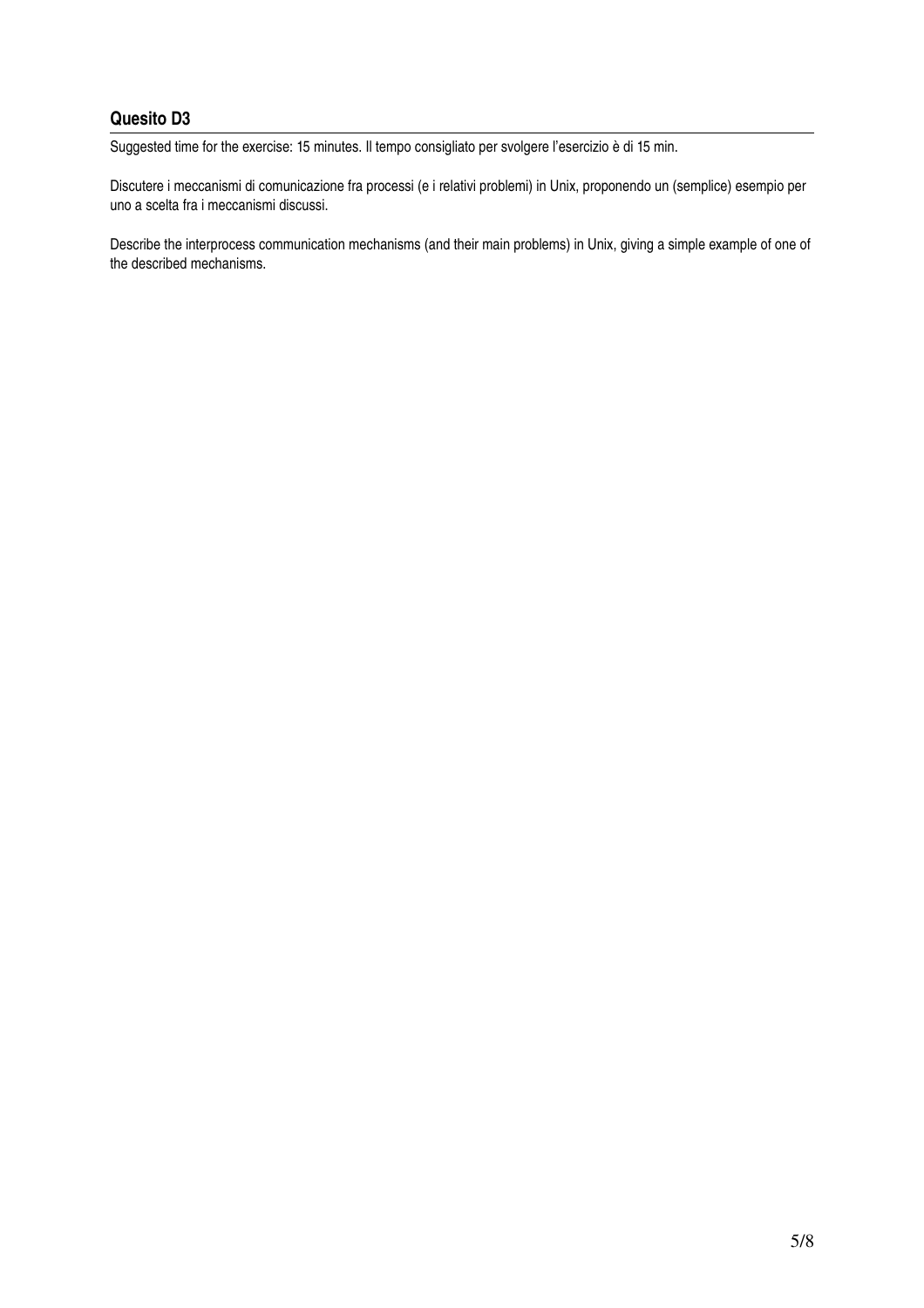## Quesito D3

Suggested time for the exercise: 15 minutes. Il tempo consigliato per svolgere l'esercizio è di 15 min.

Discutere i meccanismi di comunicazione fra processi (e i relativi problemi) in Unix, proponendo un (semplice) esempio per uno a scelta fra i meccanismi discussi.

Describe the interprocess communication mechanisms (and their main problems) in Unix, giving a simple example of one of the described mechanisms.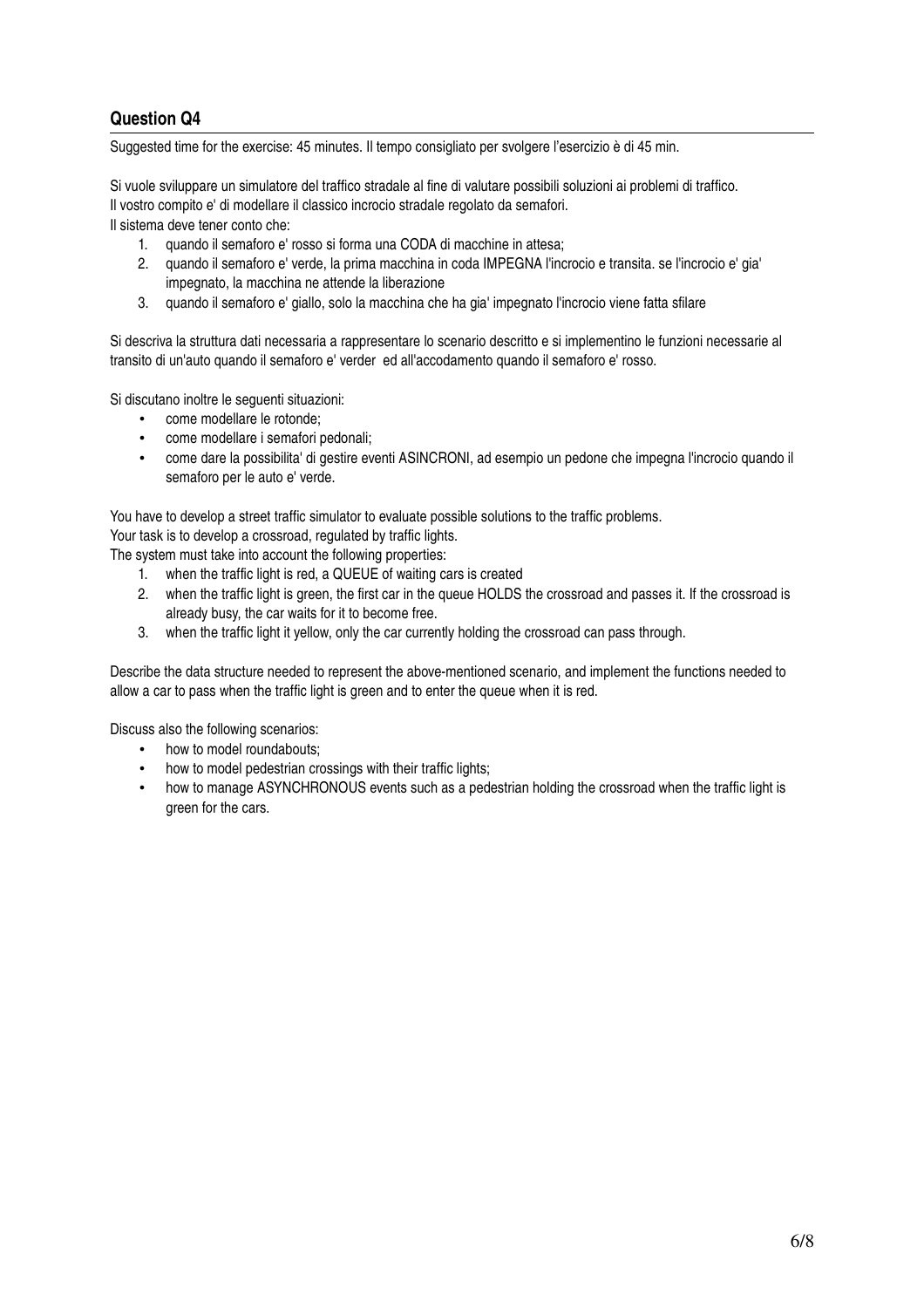## Question Q4

Suggested time for the exercise: 45 minutes. Il tempo consigliato per svolgere l'esercizio è di 45 min.

Si vuole sviluppare un simulatore del traffico stradale al fine di valutare possibili soluzioni ai problemi di traffico.
Il vostro compito e' di modellare il classico incrocio stradale regolato da semafori.
Il sistema deve tener conto che:

1. quando il semaforo e' rosso si forma una CODA di macchine in attesa;
2. quando il semaforo e' verde, la prima macchina in coda IMPEGNA l'incrocio e transita. se l'incrocio e' gia' impegnato, la macchina ne attende la liberazione
3. quando il semaforo e' giallo, solo la macchina che ha gia' impegnato l'incrocio viene fatta sfilare

Si descriva la struttura dati necessaria a rappresentare lo scenario descritto e si implementino le funzioni necessarie al transito di un'auto quando il semaforo e' verder ed all'accodamento quando il semaforo e' rosso.

Si discutano inoltre le seguenti situazioni:

- come modellare le rotonde;
- come modellare i semafori pedonali;
- come dare la possibilita' di gestire eventi ASINCRONI, ad esempio un pedone che impegna l'incrocio quando il semaforo per le auto e' verde.

You have to develop a street traffic simulator to evaluate possible solutions to the traffic problems.
Your task is to develop a crossroad, regulated by traffic lights.
The system must take into account the following properties:

1. when the traffic light is red, a QUEUE of waiting cars is created
2. when the traffic light is green, the first car in the queue HOLDS the crossroad and passes it. If the crossroad is already busy, the car waits for it to become free.
3. when the traffic light it yellow, only the car currently holding the crossroad can pass through.

Describe the data structure needed to represent the above-mentioned scenario, and implement the functions needed to allow a car to pass when the traffic light is green and to enter the queue when it is red.

Discuss also the following scenarios:

- how to model roundabouts;
- how to model pedestrian crossings with their traffic lights;
- how to manage ASYNCHRONOUS events such as a pedestrian holding the crossroad when the traffic light is green for the cars.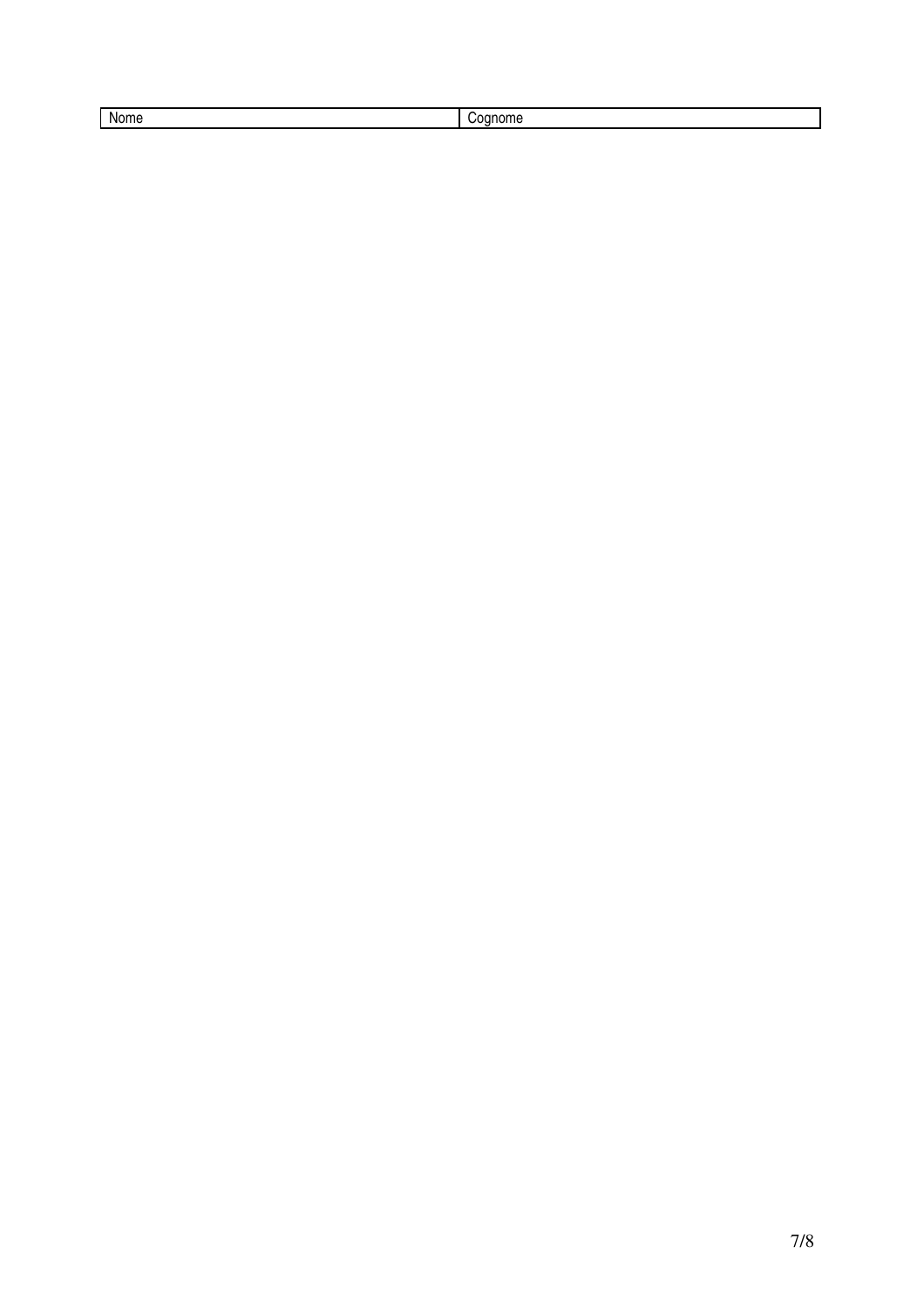| Nome | Cognome |
| --- | --- |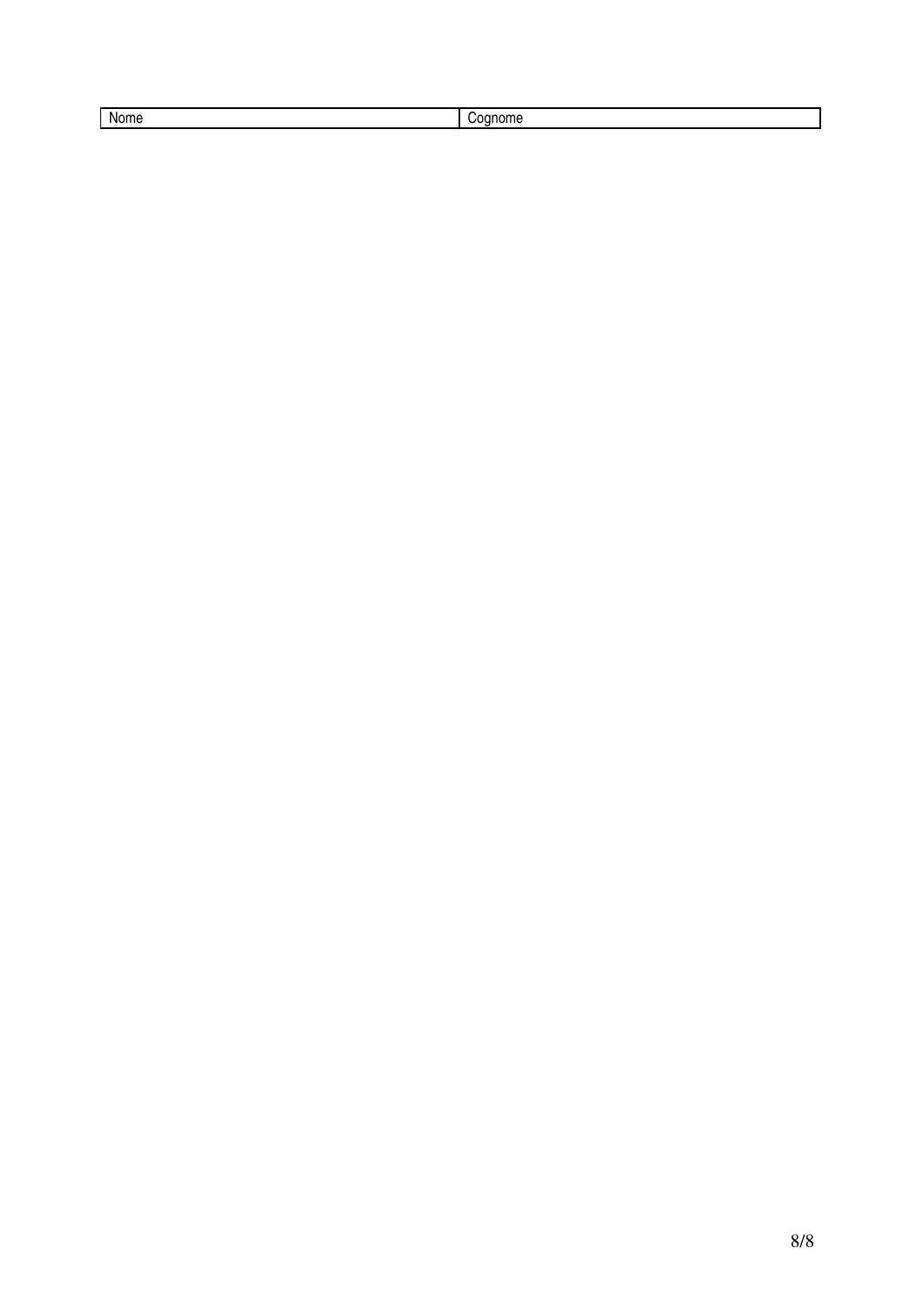| Nome | Cognome |
|---|---|